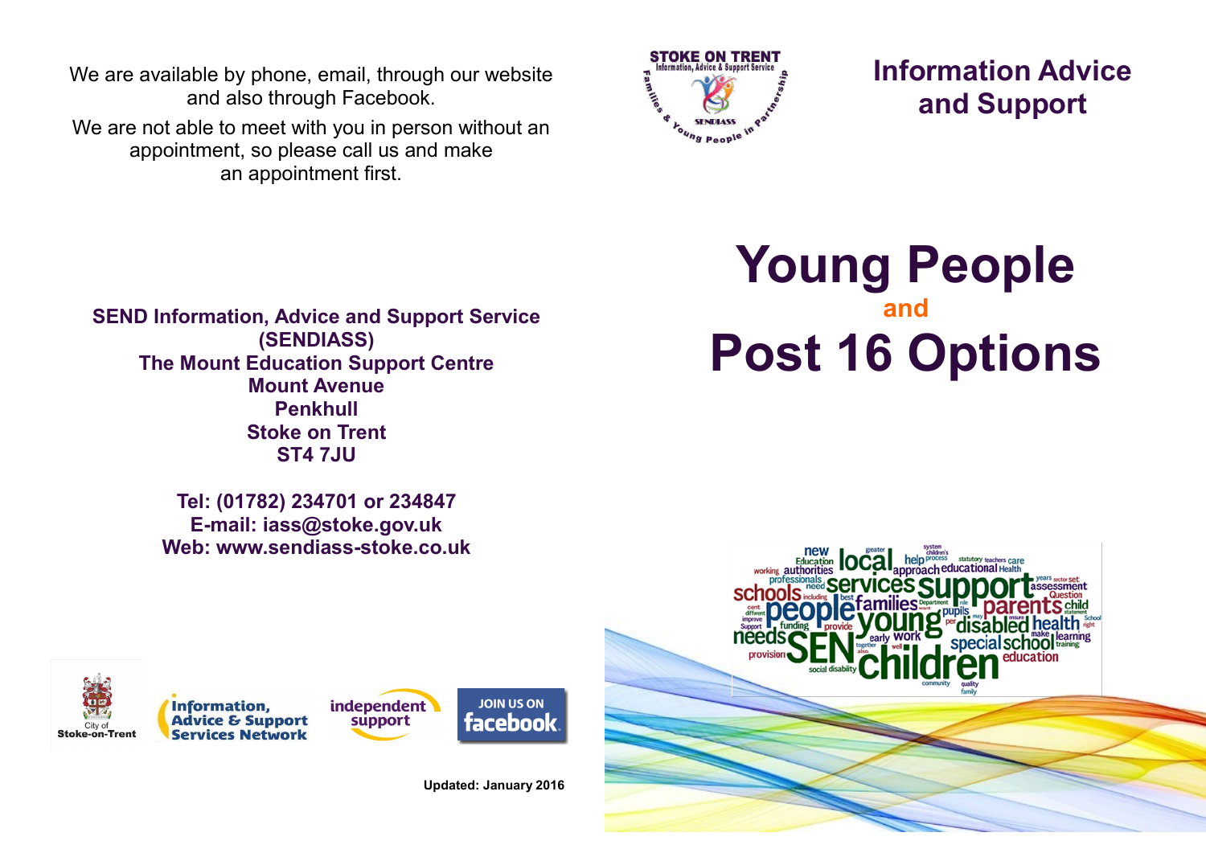We are available by phone, email, through our website and also through Facebook.

We are not able to meet with you in person without an appointment, so please call us and make an appointment first.

**SEND Information, Advice and Support Service (SENDIASS)**
**The Mount Education Support Centre**
**Mount Avenue**
**Penkhull**
**Stoke on Trent**
**ST4 7JU**

**Tel: (01782) 234701 or 234847**
**E-mail: iass@stoke.gov.uk**
**Web: www.sendiass-stoke.co.uk**

**Updated: January 2016**

## Information Advice and Support

# Young People and Post 16 Options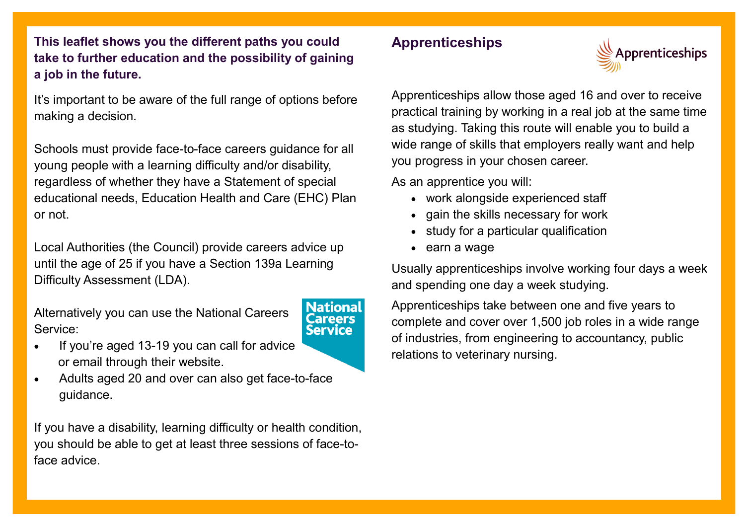**This leaflet shows you the different paths you could take to further education and the possibility of gaining a job in the future.**

It's important to be aware of the full range of options before making a decision.

Schools must provide face-to-face careers guidance for all young people with a learning difficulty and/or disability, regardless of whether they have a Statement of special educational needs, Education Health and Care (EHC) Plan or not.

Local Authorities (the Council) provide careers advice up until the age of 25 if you have a Section 139a Learning Difficulty Assessment (LDA).

Alternatively you can use the National Careers Service:

- If you're aged 13-19 you can call for advice or email through their website.
- Adults aged 20 and over can also get face-to-face guidance.

If you have a disability, learning difficulty or health condition, you should be able to get at least three sessions of face-to-face advice.

## Apprenticeships

Apprenticeships allow those aged 16 and over to receive practical training by working in a real job at the same time as studying. Taking this route will enable you to build a wide range of skills that employers really want and help you progress in your chosen career.

As an apprentice you will:

- work alongside experienced staff
- gain the skills necessary for work
- study for a particular qualification
- earn a wage

Usually apprenticeships involve working four days a week and spending one day a week studying.

Apprenticeships take between one and five years to complete and cover over 1,500 job roles in a wide range of industries, from engineering to accountancy, public relations to veterinary nursing.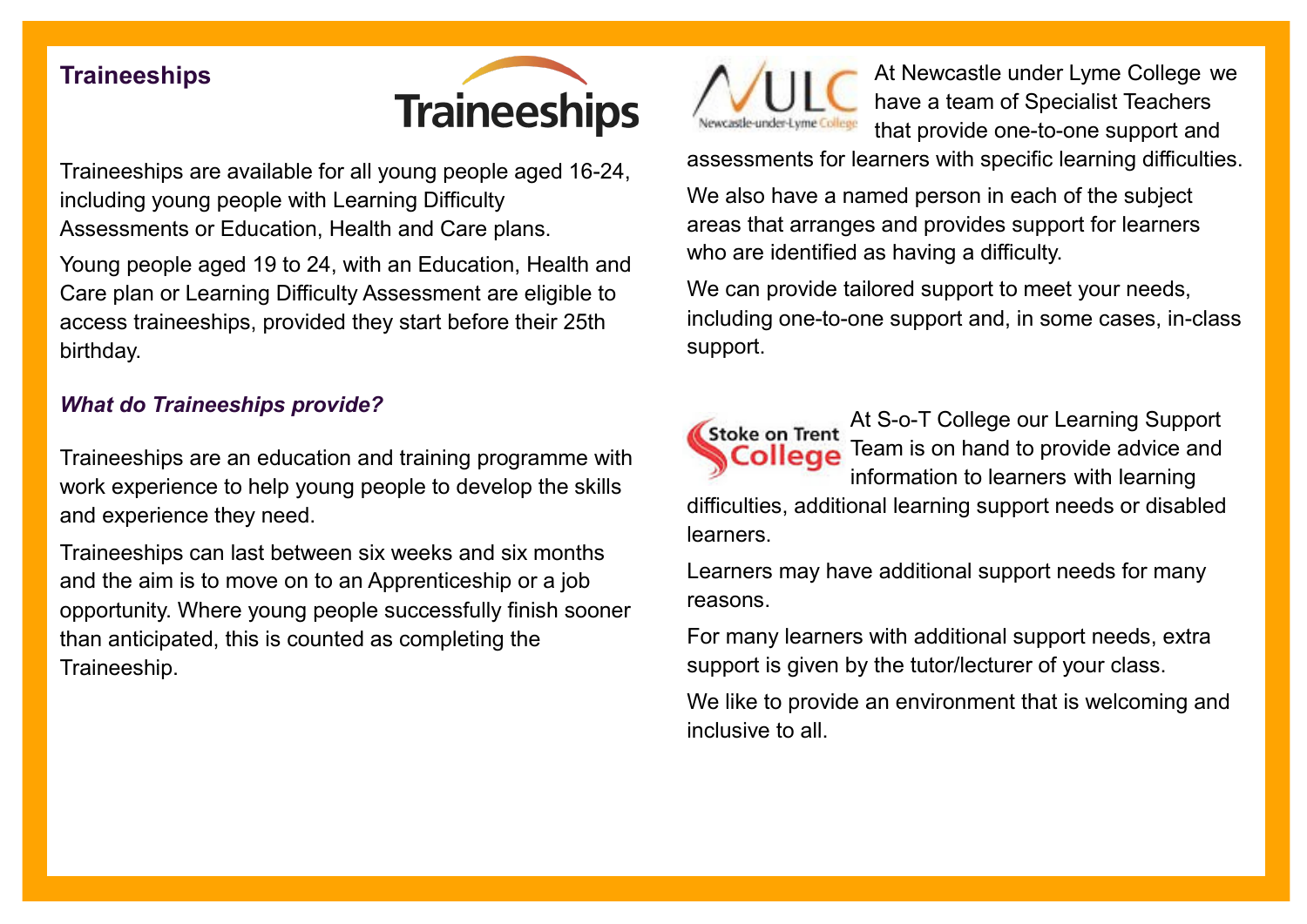## Traineeships

Traineeships are available for all young people aged 16-24, including young people with Learning Difficulty Assessments or Education, Health and Care plans.

Young people aged 19 to 24, with an Education, Health and Care plan or Learning Difficulty Assessment are eligible to access traineeships, provided they start before their 25th birthday.

### *What do Traineeships provide?*

Traineeships are an education and training programme with work experience to help young people to develop the skills and experience they need.

Traineeships can last between six weeks and six months and the aim is to move on to an Apprenticeship or a job opportunity. Where young people successfully finish sooner than anticipated, this is counted as completing the Traineeship.

At Newcastle under Lyme College we have a team of Specialist Teachers that provide one-to-one support and assessments for learners with specific learning difficulties.

We also have a named person in each of the subject areas that arranges and provides support for learners who are identified as having a difficulty.

We can provide tailored support to meet your needs, including one-to-one support and, in some cases, in-class support.

At S-o-T College our Learning Support Team is on hand to provide advice and information to learners with learning difficulties, additional learning support needs or disabled learners.

Learners may have additional support needs for many reasons.

For many learners with additional support needs, extra support is given by the tutor/lecturer of your class.

We like to provide an environment that is welcoming and inclusive to all.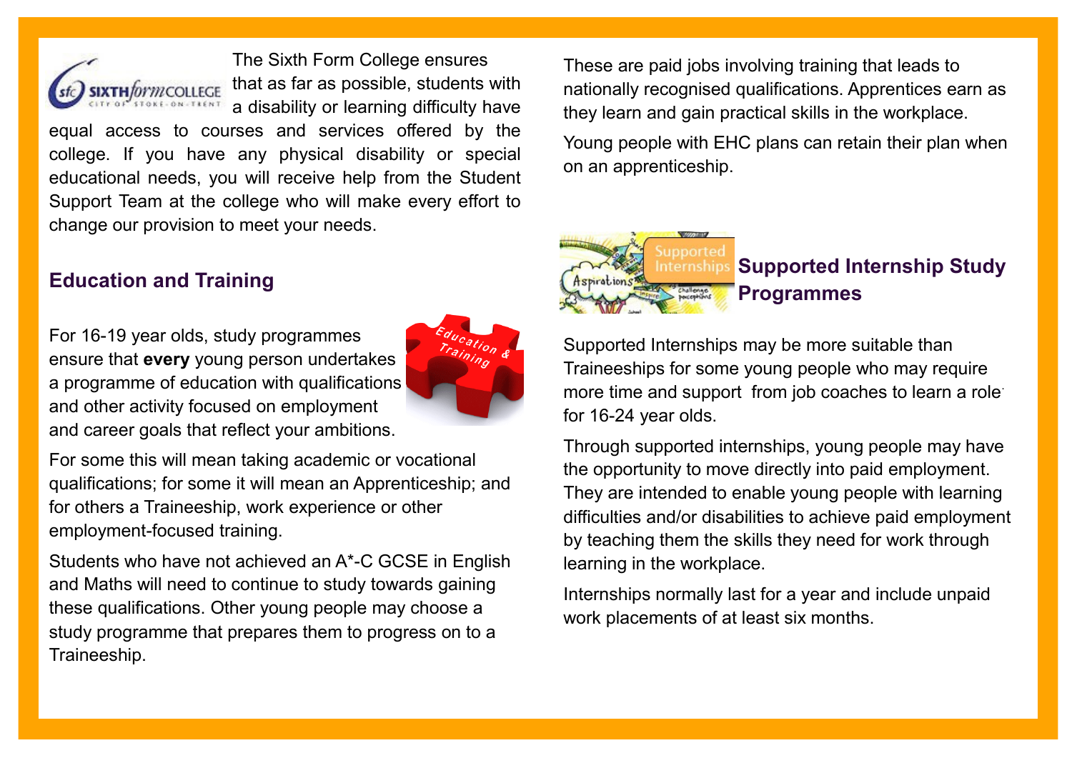The Sixth Form College ensures that as far as possible, students with a disability or learning difficulty have equal access to courses and services offered by the college. If you have any physical disability or special educational needs, you will receive help from the Student Support Team at the college who will make every effort to change our provision to meet your needs.

## Education and Training

For 16-19 year olds, study programmes ensure that **every** young person undertakes a programme of education with qualifications and other activity focused on employment and career goals that reflect your ambitions.

For some this will mean taking academic or vocational qualifications; for some it will mean an Apprenticeship; and for others a Traineeship, work experience or other employment-focused training.

Students who have not achieved an A*-C GCSE in English and Maths will need to continue to study towards gaining these qualifications. Other young people may choose a study programme that prepares them to progress on to a Traineeship.

These are paid jobs involving training that leads to nationally recognised qualifications. Apprentices earn as they learn and gain practical skills in the workplace.

Young people with EHC plans can retain their plan when on an apprenticeship.

## Supported Internship Study Programmes

Supported Internships may be more suitable than Traineeships for some young people who may require more time and support from job coaches to learn a role for 16-24 year olds.

Through supported internships, young people may have the opportunity to move directly into paid employment. They are intended to enable young people with learning difficulties and/or disabilities to achieve paid employment by teaching them the skills they need for work through learning in the workplace.

Internships normally last for a year and include unpaid work placements of at least six months.